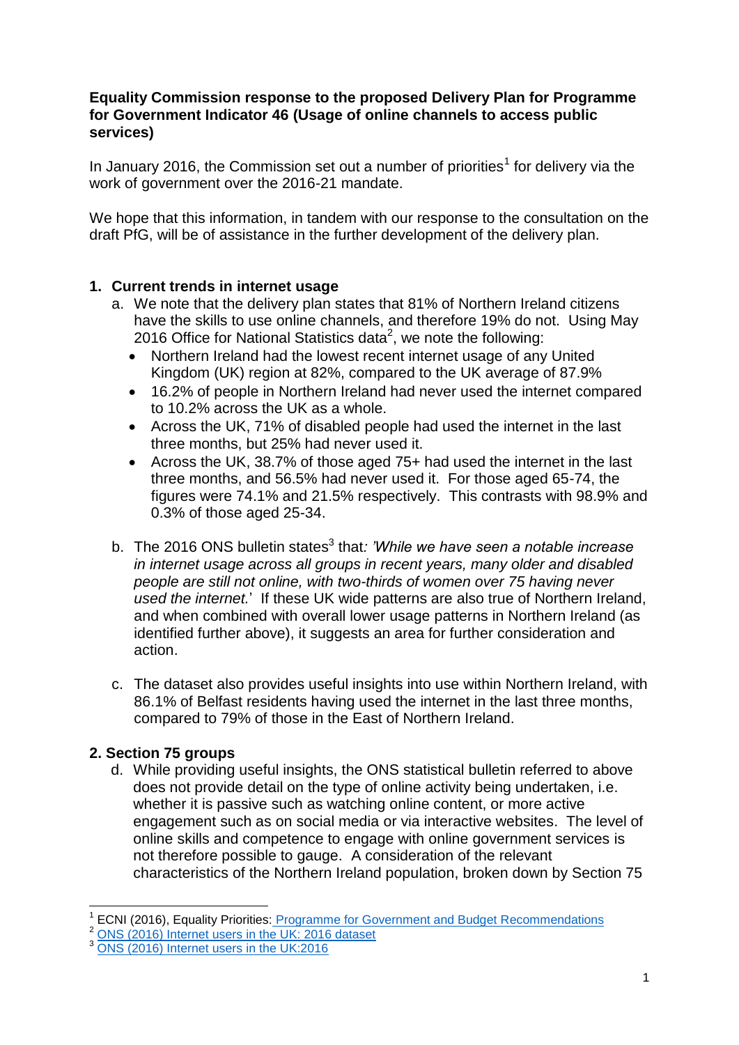**Equality Commission response to the proposed Delivery Plan for Programme for Government Indicator 46 (Usage of online channels to access public services)**

In January 2016, the Commission set out a number of priorities[1] for delivery via the work of government over the 2016-21 mandate.

We hope that this information, in tandem with our response to the consultation on the draft PfG, will be of assistance in the further development of the delivery plan.

## 1. Current trends in internet usage

a. We note that the delivery plan states that 81% of Northern Ireland citizens have the skills to use online channels, and therefore 19% do not. Using May 2016 Office for National Statistics data[2], we note the following:
   - Northern Ireland had the lowest recent internet usage of any United Kingdom (UK) region at 82%, compared to the UK average of 87.9%
   - 16.2% of people in Northern Ireland had never used the internet compared to 10.2% across the UK as a whole.
   - Across the UK, 71% of disabled people had used the internet in the last three months, but 25% had never used it.
   - Across the UK, 38.7% of those aged 75+ had used the internet in the last three months, and 56.5% had never used it. For those aged 65-74, the figures were 74.1% and 21.5% respectively. This contrasts with 98.9% and 0.3% of those aged 25-34.

b. The 2016 ONS bulletin states[3] that*: 'While we have seen a notable increase in internet usage across all groups in recent years, many older and disabled people are still not online, with two-thirds of women over 75 having never used the internet.'* If these UK wide patterns are also true of Northern Ireland, and when combined with overall lower usage patterns in Northern Ireland (as identified further above), it suggests an area for further consideration and action.

c. The dataset also provides useful insights into use within Northern Ireland, with 86.1% of Belfast residents having used the internet in the last three months, compared to 79% of those in the East of Northern Ireland.

## 2. Section 75 groups

d. While providing useful insights, the ONS statistical bulletin referred to above does not provide detail on the type of online activity being undertaken, i.e. whether it is passive such as watching online content, or more active engagement such as on social media or via interactive websites. The level of online skills and competence to engage with online government services is not therefore possible to gauge. A consideration of the relevant characteristics of the Northern Ireland population, broken down by Section 75

---

[1] ECNI (2016), Equality Priorities: Programme for Government and Budget Recommendations

[2] ONS (2016) Internet users in the UK: 2016 dataset

[3] ONS (2016) Internet users in the UK:2016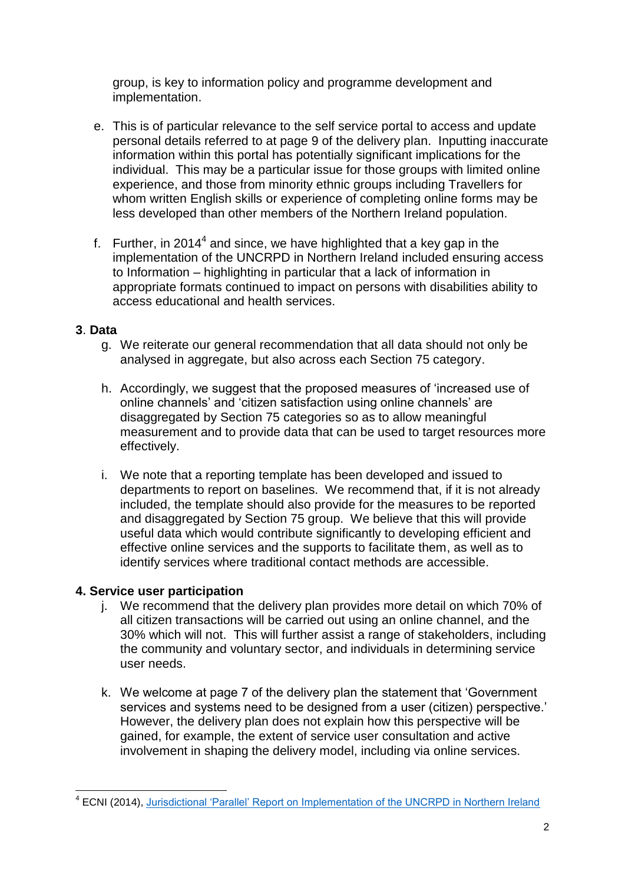group, is key to information policy and programme development and implementation.

e. This is of particular relevance to the self service portal to access and update personal details referred to at page 9 of the delivery plan. Inputting inaccurate information within this portal has potentially significant implications for the individual. This may be a particular issue for those groups with limited online experience, and those from minority ethnic groups including Travellers for whom written English skills or experience of completing online forms may be less developed than other members of the Northern Ireland population.

f. Further, in 2014[4] and since, we have highlighted that a key gap in the implementation of the UNCRPD in Northern Ireland included ensuring access to Information – highlighting in particular that a lack of information in appropriate formats continued to impact on persons with disabilities ability to access educational and health services.

## 3. Data

g. We reiterate our general recommendation that all data should not only be analysed in aggregate, but also across each Section 75 category.

h. Accordingly, we suggest that the proposed measures of 'increased use of online channels' and 'citizen satisfaction using online channels' are disaggregated by Section 75 categories so as to allow meaningful measurement and to provide data that can be used to target resources more effectively.

i. We note that a reporting template has been developed and issued to departments to report on baselines. We recommend that, if it is not already included, the template should also provide for the measures to be reported and disaggregated by Section 75 group. We believe that this will provide useful data which would contribute significantly to developing efficient and effective online services and the supports to facilitate them, as well as to identify services where traditional contact methods are accessible.

## 4. Service user participation

j. We recommend that the delivery plan provides more detail on which 70% of all citizen transactions will be carried out using an online channel, and the 30% which will not. This will further assist a range of stakeholders, including the community and voluntary sector, and individuals in determining service user needs.

k. We welcome at page 7 of the delivery plan the statement that 'Government services and systems need to be designed from a user (citizen) perspective.' However, the delivery plan does not explain how this perspective will be gained, for example, the extent of service user consultation and active involvement in shaping the delivery model, including via online services.

---

[4] ECNI (2014), Jurisdictional 'Parallel' Report on Implementation of the UNCRPD in Northern Ireland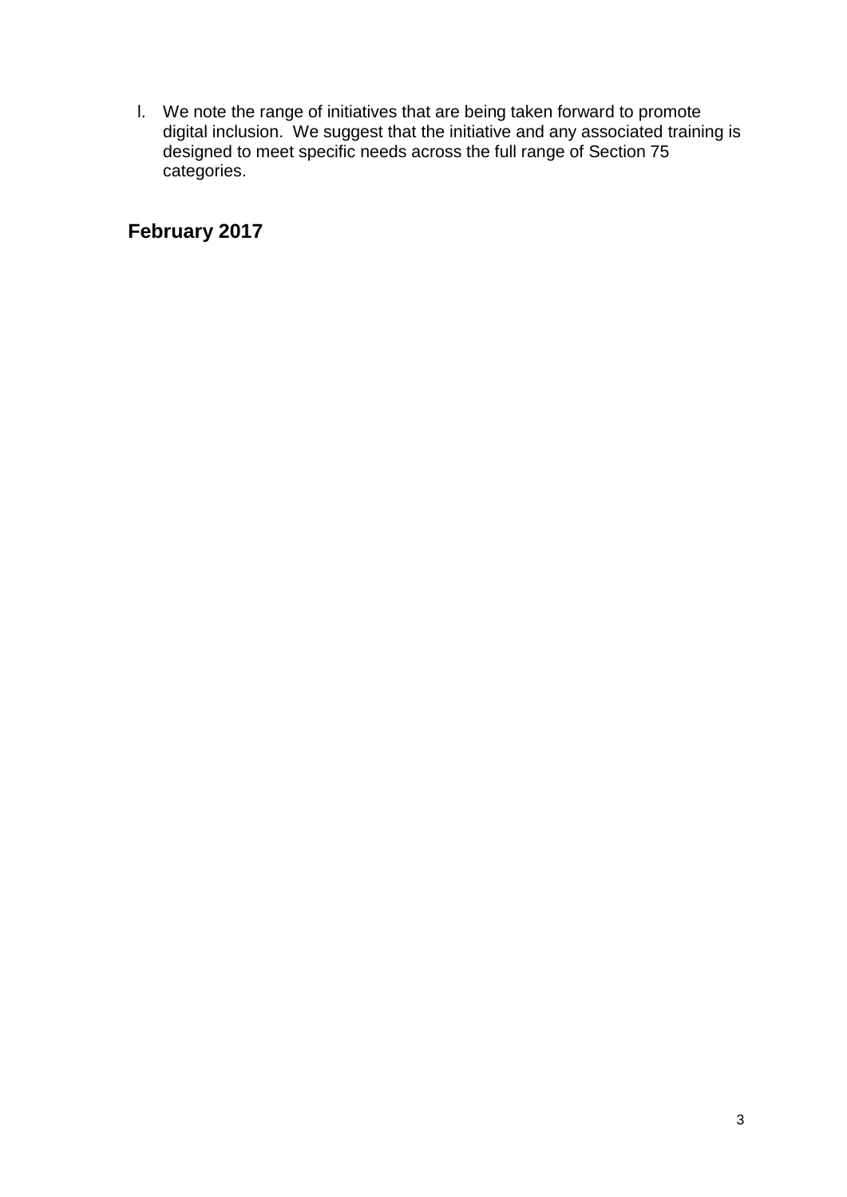l. We note the range of initiatives that are being taken forward to promote digital inclusion. We suggest that the initiative and any associated training is designed to meet specific needs across the full range of Section 75 categories.

**February 2017**